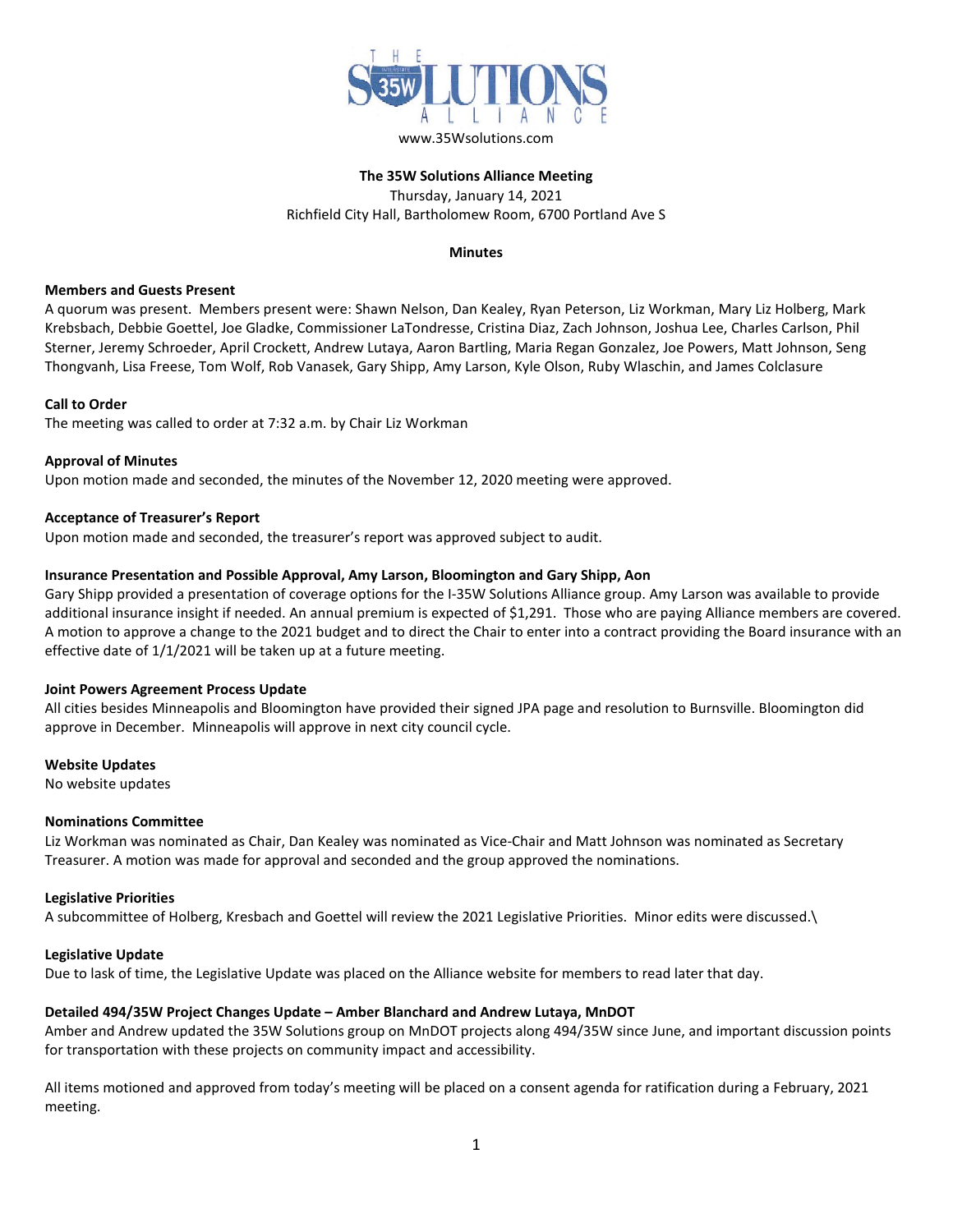THE 35W SOLUTIONS ALLIANCE

www.35Wsolutions.com

**The 35W Solutions Alliance Meeting**
Thursday, January 14, 2021
Richfield City Hall, Bartholomew Room, 6700 Portland Ave S

**Minutes**

**Members and Guests Present**
A quorum was present. Members present were: Shawn Nelson, Dan Kealey, Ryan Peterson, Liz Workman, Mary Liz Holberg, Mark Krebsbach, Debbie Goettel, Joe Gladke, Commissioner LaTondresse, Cristina Diaz, Zach Johnson, Joshua Lee, Charles Carlson, Phil Sterner, Jeremy Schroeder, April Crockett, Andrew Lutaya, Aaron Bartling, Maria Regan Gonzalez, Joe Powers, Matt Johnson, Seng Thongvanh, Lisa Freese, Tom Wolf, Rob Vanasek, Gary Shipp, Amy Larson, Kyle Olson, Ruby Wlaschin, and James Colclasure

**Call to Order**
The meeting was called to order at 7:32 a.m. by Chair Liz Workman

**Approval of Minutes**
Upon motion made and seconded, the minutes of the November 12, 2020 meeting were approved.

**Acceptance of Treasurer's Report**
Upon motion made and seconded, the treasurer's report was approved subject to audit.

**Insurance Presentation and Possible Approval, Amy Larson, Bloomington and Gary Shipp, Aon**
Gary Shipp provided a presentation of coverage options for the I-35W Solutions Alliance group. Amy Larson was available to provide additional insurance insight if needed. An annual premium is expected of $1,291. Those who are paying Alliance members are covered. A motion to approve a change to the 2021 budget and to direct the Chair to enter into a contract providing the Board insurance with an effective date of 1/1/2021 will be taken up at a future meeting.

**Joint Powers Agreement Process Update**
All cities besides Minneapolis and Bloomington have provided their signed JPA page and resolution to Burnsville. Bloomington did approve in December. Minneapolis will approve in next city council cycle.

**Website Updates**
No website updates

**Nominations Committee**
Liz Workman was nominated as Chair, Dan Kealey was nominated as Vice-Chair and Matt Johnson was nominated as Secretary Treasurer. A motion was made for approval and seconded and the group approved the nominations.

**Legislative Priorities**
A subcommittee of Holberg, Kresbach and Goettel will review the 2021 Legislative Priorities. Minor edits were discussed.\

**Legislative Update**
Due to lask of time, the Legislative Update was placed on the Alliance website for members to read later that day.

**Detailed 494/35W Project Changes Update – Amber Blanchard and Andrew Lutaya, MnDOT**
Amber and Andrew updated the 35W Solutions group on MnDOT projects along 494/35W since June, and important discussion points for transportation with these projects on community impact and accessibility.

All items motioned and approved from today's meeting will be placed on a consent agenda for ratification during a February, 2021 meeting.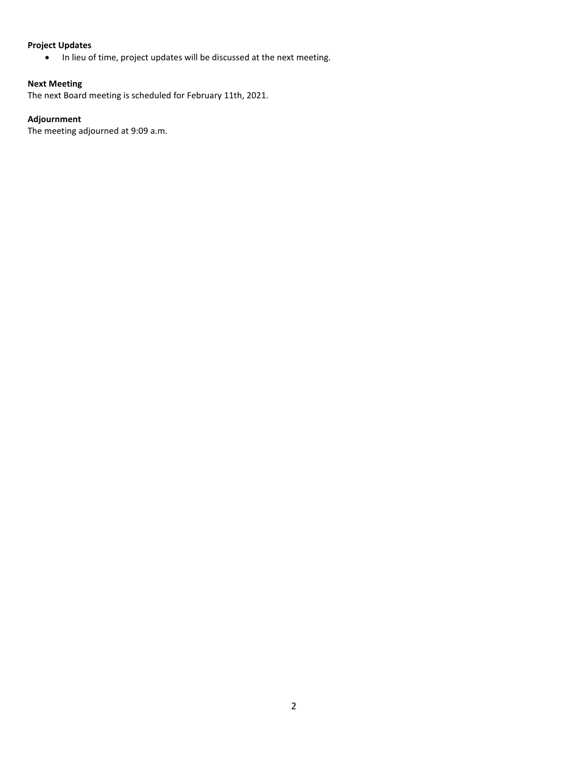**Project Updates**

- In lieu of time, project updates will be discussed at the next meeting.

**Next Meeting**

The next Board meeting is scheduled for February 11th, 2021.

**Adjournment**

The meeting adjourned at 9:09 a.m.